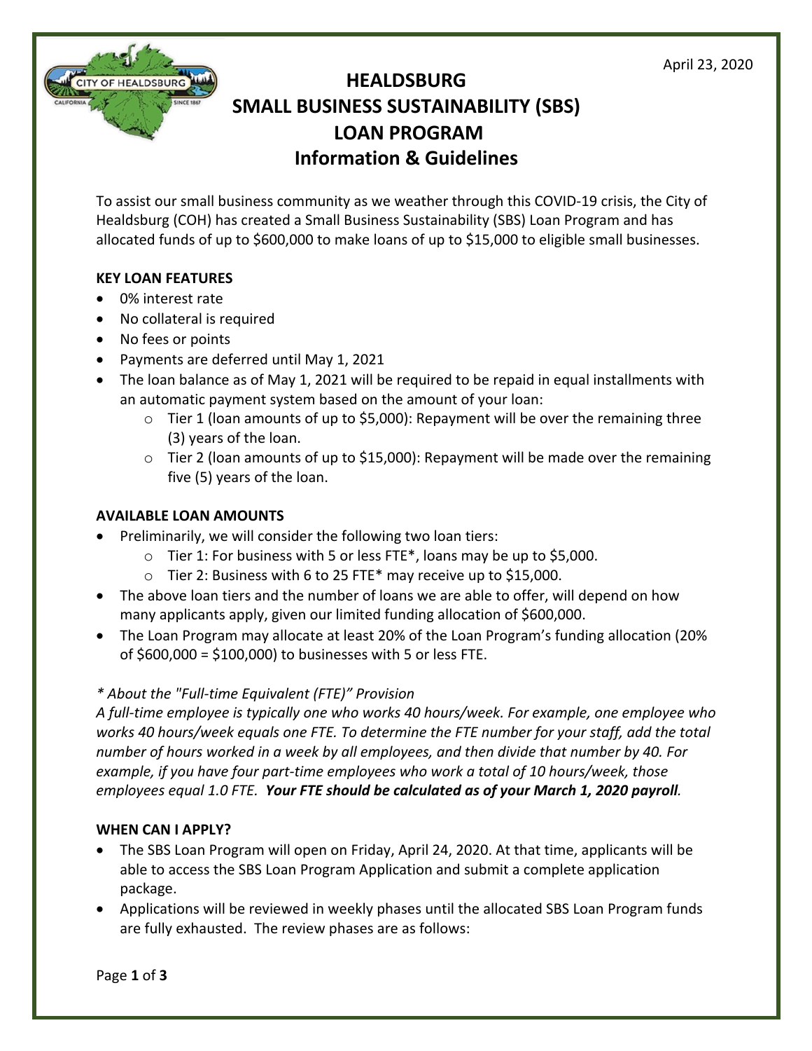April 23, 2020

# HEALDSBURG SMALL BUSINESS SUSTAINABILITY (SBS) LOAN PROGRAM Information & Guidelines

To assist our small business community as we weather through this COVID-19 crisis, the City of Healdsburg (COH) has created a Small Business Sustainability (SBS) Loan Program and has allocated funds of up to $600,000 to make loans of up to $15,000 to eligible small businesses.

**KEY LOAN FEATURES**

- 0% interest rate
- No collateral is required
- No fees or points
- Payments are deferred until May 1, 2021
- The loan balance as of May 1, 2021 will be required to be repaid in equal installments with an automatic payment system based on the amount of your loan:
  - Tier 1 (loan amounts of up to $5,000): Repayment will be over the remaining three (3) years of the loan.
  - Tier 2 (loan amounts of up to $15,000): Repayment will be made over the remaining five (5) years of the loan.

**AVAILABLE LOAN AMOUNTS**

- Preliminarily, we will consider the following two loan tiers:
  - Tier 1: For business with 5 or less FTE*, loans may be up to $5,000.
  - Tier 2: Business with 6 to 25 FTE* may receive up to $15,000.
- The above loan tiers and the number of loans we are able to offer, will depend on how many applicants apply, given our limited funding allocation of $600,000.
- The Loan Program may allocate at least 20% of the Loan Program's funding allocation (20% of $600,000 = $100,000) to businesses with 5 or less FTE.

*\* About the "Full-time Equivalent (FTE)" Provision*
*A full-time employee is typically one who works 40 hours/week. For example, one employee who works 40 hours/week equals one FTE. To determine the FTE number for your staff, add the total number of hours worked in a week by all employees, and then divide that number by 40. For example, if you have four part-time employees who work a total of 10 hours/week, those employees equal 1.0 FTE.* ***Your FTE should be calculated as of your March 1, 2020 payroll****.*

**WHEN CAN I APPLY?**

- The SBS Loan Program will open on Friday, April 24, 2020. At that time, applicants will be able to access the SBS Loan Program Application and submit a complete application package.
- Applications will be reviewed in weekly phases until the allocated SBS Loan Program funds are fully exhausted. The review phases are as follows: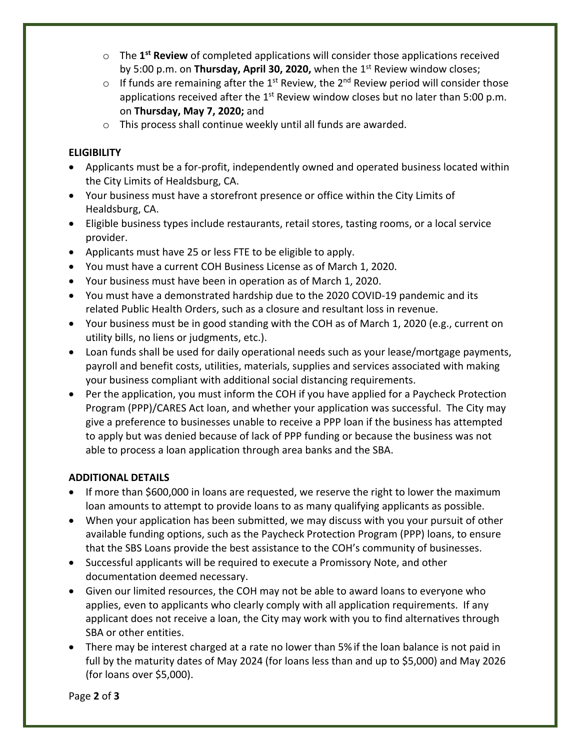- The **1st Review** of completed applications will consider those applications received by 5:00 p.m. on **Thursday, April 30, 2020,** when the 1st Review window closes;
- If funds are remaining after the 1st Review, the 2nd Review period will consider those applications received after the 1st Review window closes but no later than 5:00 p.m. on **Thursday, May 7, 2020;** and
- This process shall continue weekly until all funds are awarded.

**ELIGIBILITY**

- Applicants must be a for-profit, independently owned and operated business located within the City Limits of Healdsburg, CA.
- Your business must have a storefront presence or office within the City Limits of Healdsburg, CA.
- Eligible business types include restaurants, retail stores, tasting rooms, or a local service provider.
- Applicants must have 25 or less FTE to be eligible to apply.
- You must have a current COH Business License as of March 1, 2020.
- Your business must have been in operation as of March 1, 2020.
- You must have a demonstrated hardship due to the 2020 COVID-19 pandemic and its related Public Health Orders, such as a closure and resultant loss in revenue.
- Your business must be in good standing with the COH as of March 1, 2020 (e.g., current on utility bills, no liens or judgments, etc.).
- Loan funds shall be used for daily operational needs such as your lease/mortgage payments, payroll and benefit costs, utilities, materials, supplies and services associated with making your business compliant with additional social distancing requirements.
- Per the application, you must inform the COH if you have applied for a Paycheck Protection Program (PPP)/CARES Act loan, and whether your application was successful. The City may give a preference to businesses unable to receive a PPP loan if the business has attempted to apply but was denied because of lack of PPP funding or because the business was not able to process a loan application through area banks and the SBA.

**ADDITIONAL DETAILS**

- If more than $600,000 in loans are requested, we reserve the right to lower the maximum loan amounts to attempt to provide loans to as many qualifying applicants as possible.
- When your application has been submitted, we may discuss with you your pursuit of other available funding options, such as the Paycheck Protection Program (PPP) loans, to ensure that the SBS Loans provide the best assistance to the COH's community of businesses.
- Successful applicants will be required to execute a Promissory Note, and other documentation deemed necessary.
- Given our limited resources, the COH may not be able to award loans to everyone who applies, even to applicants who clearly comply with all application requirements. If any applicant does not receive a loan, the City may work with you to find alternatives through SBA or other entities.
- There may be interest charged at a rate no lower than 5% if the loan balance is not paid in full by the maturity dates of May 2024 (for loans less than and up to $5,000) and May 2026 (for loans over $5,000).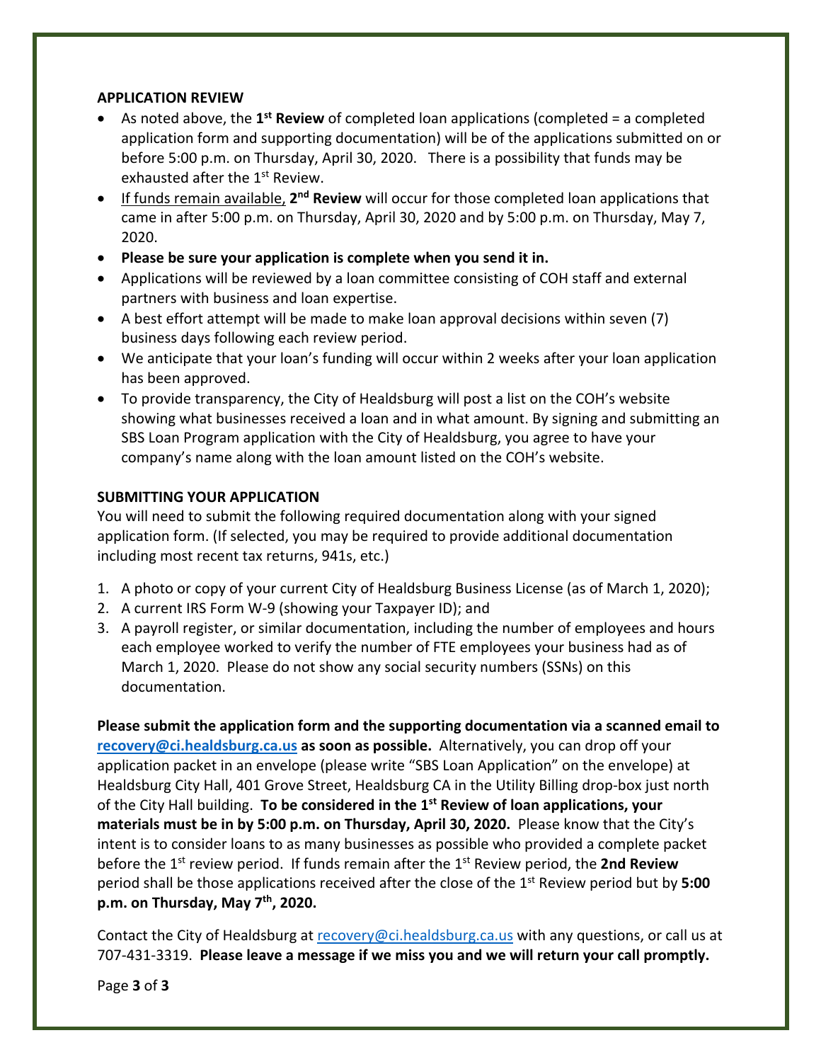## APPLICATION REVIEW

- As noted above, the **1st Review** of completed loan applications (completed = a completed application form and supporting documentation) will be of the applications submitted on or before 5:00 p.m. on Thursday, April 30, 2020. There is a possibility that funds may be exhausted after the 1st Review.
- If funds remain available, **2nd Review** will occur for those completed loan applications that came in after 5:00 p.m. on Thursday, April 30, 2020 and by 5:00 p.m. on Thursday, May 7, 2020.
- **Please be sure your application is complete when you send it in.**
- Applications will be reviewed by a loan committee consisting of COH staff and external partners with business and loan expertise.
- A best effort attempt will be made to make loan approval decisions within seven (7) business days following each review period.
- We anticipate that your loan's funding will occur within 2 weeks after your loan application has been approved.
- To provide transparency, the City of Healdsburg will post a list on the COH's website showing what businesses received a loan and in what amount. By signing and submitting an SBS Loan Program application with the City of Healdsburg, you agree to have your company's name along with the loan amount listed on the COH's website.

## SUBMITTING YOUR APPLICATION

You will need to submit the following required documentation along with your signed application form. (If selected, you may be required to provide additional documentation including most recent tax returns, 941s, etc.)

1. A photo or copy of your current City of Healdsburg Business License (as of March 1, 2020);
2. A current IRS Form W-9 (showing your Taxpayer ID); and
3. A payroll register, or similar documentation, including the number of employees and hours each employee worked to verify the number of FTE employees your business had as of March 1, 2020. Please do not show any social security numbers (SSNs) on this documentation.

**Please submit the application form and the supporting documentation via a scanned email to recovery@ci.healdsburg.ca.us as soon as possible.** Alternatively, you can drop off your application packet in an envelope (please write "SBS Loan Application" on the envelope) at Healdsburg City Hall, 401 Grove Street, Healdsburg CA in the Utility Billing drop-box just north of the City Hall building. **To be considered in the 1st Review of loan applications, your materials must be in by 5:00 p.m. on Thursday, April 30, 2020.** Please know that the City's intent is to consider loans to as many businesses as possible who provided a complete packet before the 1st review period. If funds remain after the 1st Review period, the **2nd Review** period shall be those applications received after the close of the 1st Review period but by **5:00 p.m. on Thursday, May 7th, 2020.**

Contact the City of Healdsburg at recovery@ci.healdsburg.ca.us with any questions, or call us at 707-431-3319. **Please leave a message if we miss you and we will return your call promptly.**